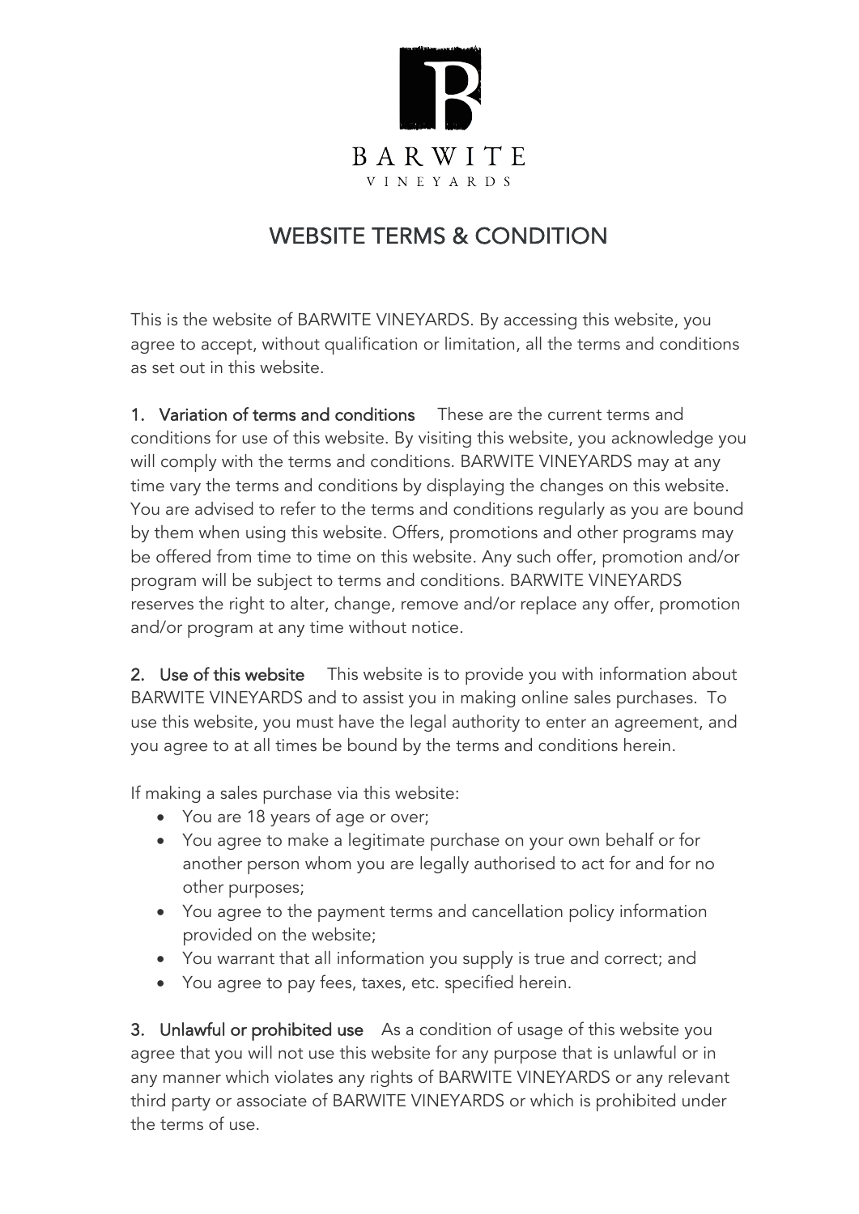BARWITE

VINEYARDS

# WEBSITE TERMS & CONDITION

This is the website of BARWITE VINEYARDS. By accessing this website, you agree to accept, without qualification or limitation, all the terms and conditions as set out in this website.

**1. Variation of terms and conditions** These are the current terms and conditions for use of this website. By visiting this website, you acknowledge you will comply with the terms and conditions. BARWITE VINEYARDS may at any time vary the terms and conditions by displaying the changes on this website. You are advised to refer to the terms and conditions regularly as you are bound by them when using this website. Offers, promotions and other programs may be offered from time to time on this website. Any such offer, promotion and/or program will be subject to terms and conditions. BARWITE VINEYARDS reserves the right to alter, change, remove and/or replace any offer, promotion and/or program at any time without notice.

**2. Use of this website** This website is to provide you with information about BARWITE VINEYARDS and to assist you in making online sales purchases. To use this website, you must have the legal authority to enter an agreement, and you agree to at all times be bound by the terms and conditions herein.

If making a sales purchase via this website:

- You are 18 years of age or over;
- You agree to make a legitimate purchase on your own behalf or for another person whom you are legally authorised to act for and for no other purposes;
- You agree to the payment terms and cancellation policy information provided on the website;
- You warrant that all information you supply is true and correct; and
- You agree to pay fees, taxes, etc. specified herein.

**3. Unlawful or prohibited use** As a condition of usage of this website you agree that you will not use this website for any purpose that is unlawful or in any manner which violates any rights of BARWITE VINEYARDS or any relevant third party or associate of BARWITE VINEYARDS or which is prohibited under the terms of use.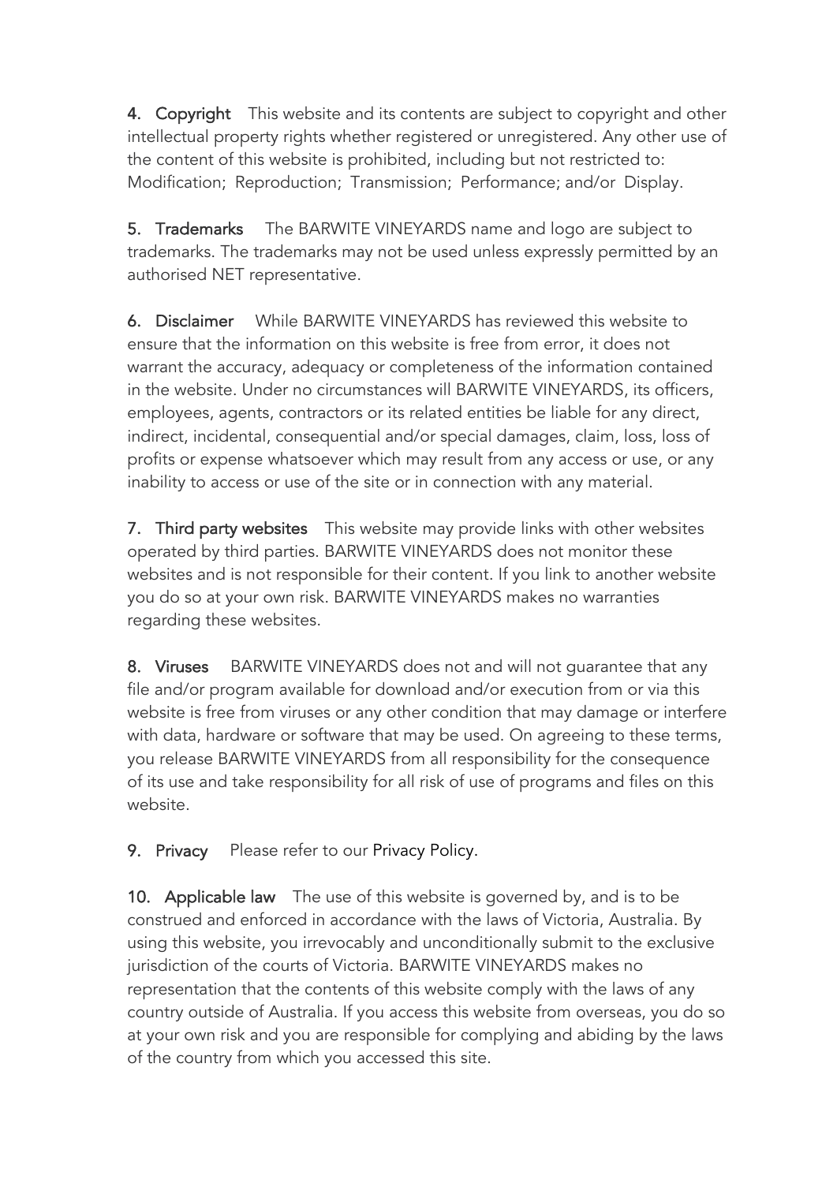**4. Copyright** This website and its contents are subject to copyright and other intellectual property rights whether registered or unregistered. Any other use of the content of this website is prohibited, including but not restricted to: Modification; Reproduction; Transmission; Performance; and/or Display.

**5. Trademarks** The BARWITE VINEYARDS name and logo are subject to trademarks. The trademarks may not be used unless expressly permitted by an authorised NET representative.

**6. Disclaimer** While BARWITE VINEYARDS has reviewed this website to ensure that the information on this website is free from error, it does not warrant the accuracy, adequacy or completeness of the information contained in the website. Under no circumstances will BARWITE VINEYARDS, its officers, employees, agents, contractors or its related entities be liable for any direct, indirect, incidental, consequential and/or special damages, claim, loss, loss of profits or expense whatsoever which may result from any access or use, or any inability to access or use of the site or in connection with any material.

**7. Third party websites** This website may provide links with other websites operated by third parties. BARWITE VINEYARDS does not monitor these websites and is not responsible for their content. If you link to another website you do so at your own risk. BARWITE VINEYARDS makes no warranties regarding these websites.

**8. Viruses** BARWITE VINEYARDS does not and will not guarantee that any file and/or program available for download and/or execution from or via this website is free from viruses or any other condition that may damage or interfere with data, hardware or software that may be used. On agreeing to these terms, you release BARWITE VINEYARDS from all responsibility for the consequence of its use and take responsibility for all risk of use of programs and files on this website.

**9. Privacy** Please refer to our Privacy Policy.

**10. Applicable law** The use of this website is governed by, and is to be construed and enforced in accordance with the laws of Victoria, Australia. By using this website, you irrevocably and unconditionally submit to the exclusive jurisdiction of the courts of Victoria. BARWITE VINEYARDS makes no representation that the contents of this website comply with the laws of any country outside of Australia. If you access this website from overseas, you do so at your own risk and you are responsible for complying and abiding by the laws of the country from which you accessed this site.